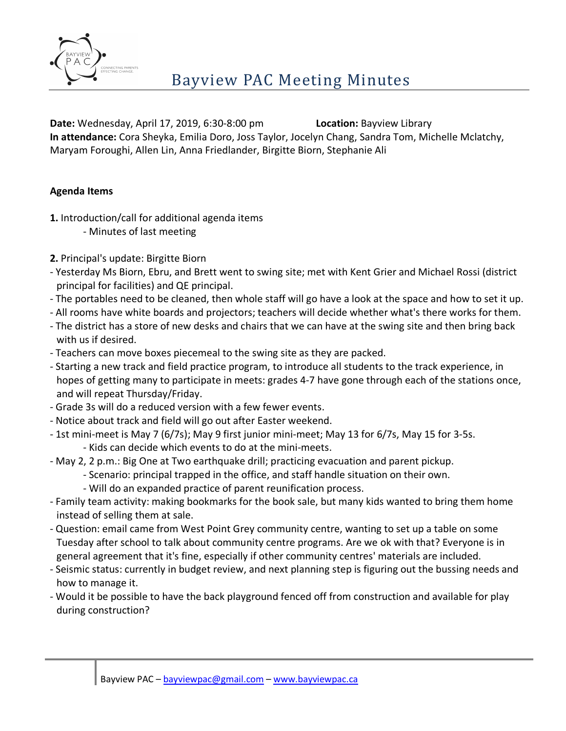# Bayview PAC Meeting Minutes

**Date:** Wednesday, April 17, 2019, 6:30-8:00 pm **Location:** Bayview Library
**In attendance:** Cora Sheyka, Emilia Doro, Joss Taylor, Jocelyn Chang, Sandra Tom, Michelle Mclatchy, Maryam Foroughi, Allen Lin, Anna Friedlander, Birgitte Biorn, Stephanie Ali

**Agenda Items**

**1.** Introduction/call for additional agenda items
- Minutes of last meeting

**2.** Principal's update: Birgitte Biorn
- Yesterday Ms Biorn, Ebru, and Brett went to swing site; met with Kent Grier and Michael Rossi (district principal for facilities) and QE principal.
- The portables need to be cleaned, then whole staff will go have a look at the space and how to set it up.
- All rooms have white boards and projectors; teachers will decide whether what's there works for them.
- The district has a store of new desks and chairs that we can have at the swing site and then bring back with us if desired.
- Teachers can move boxes piecemeal to the swing site as they are packed.
- Starting a new track and field practice program, to introduce all students to the track experience, in hopes of getting many to participate in meets: grades 4-7 have gone through each of the stations once, and will repeat Thursday/Friday.
- Grade 3s will do a reduced version with a few fewer events.
- Notice about track and field will go out after Easter weekend.
- 1st mini-meet is May 7 (6/7s); May 9 first junior mini-meet; May 13 for 6/7s, May 15 for 3-5s.
  - Kids can decide which events to do at the mini-meets.
- May 2, 2 p.m.: Big One at Two earthquake drill; practicing evacuation and parent pickup.
  - Scenario: principal trapped in the office, and staff handle situation on their own.
  - Will do an expanded practice of parent reunification process.
- Family team activity: making bookmarks for the book sale, but many kids wanted to bring them home instead of selling them at sale.
- Question: email came from West Point Grey community centre, wanting to set up a table on some Tuesday after school to talk about community centre programs. Are we ok with that? Everyone is in general agreement that it's fine, especially if other community centres' materials are included.
- Seismic status: currently in budget review, and next planning step is figuring out the bussing needs and how to manage it.
- Would it be possible to have the back playground fenced off from construction and available for play during construction?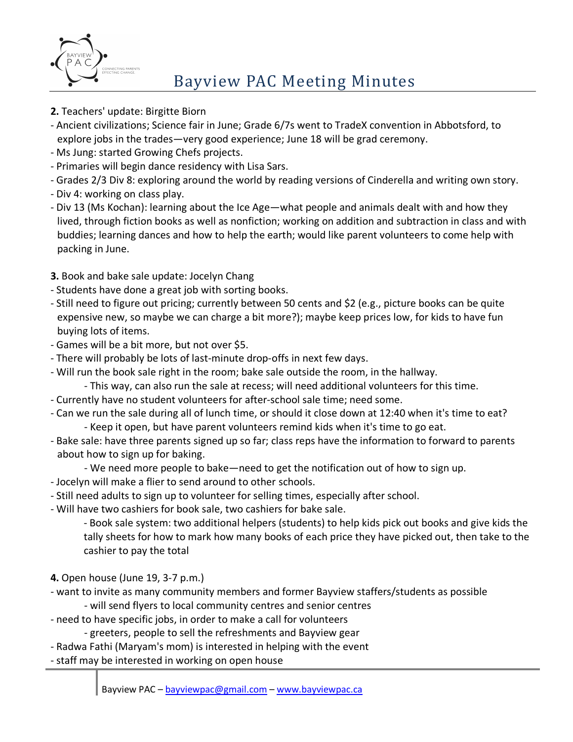**2.** Teachers' update: Birgitte Biorn

- Ancient civilizations; Science fair in June; Grade 6/7s went to TradeX convention in Abbotsford, to explore jobs in the trades—very good experience; June 18 will be grad ceremony.
- Ms Jung: started Growing Chefs projects.
- Primaries will begin dance residency with Lisa Sars.
- Grades 2/3 Div 8: exploring around the world by reading versions of Cinderella and writing own story.
- Div 4: working on class play.
- Div 13 (Ms Kochan): learning about the Ice Age—what people and animals dealt with and how they lived, through fiction books as well as nonfiction; working on addition and subtraction in class and with buddies; learning dances and how to help the earth; would like parent volunteers to come help with packing in June.

**3.** Book and bake sale update: Jocelyn Chang

- Students have done a great job with sorting books.
- Still need to figure out pricing; currently between 50 cents and $2 (e.g., picture books can be quite expensive new, so maybe we can charge a bit more?); maybe keep prices low, for kids to have fun buying lots of items.
- Games will be a bit more, but not over $5.
- There will probably be lots of last-minute drop-offs in next few days.
- Will run the book sale right in the room; bake sale outside the room, in the hallway.
    - This way, can also run the sale at recess; will need additional volunteers for this time.
- Currently have no student volunteers for after-school sale time; need some.
- Can we run the sale during all of lunch time, or should it close down at 12:40 when it's time to eat?
    - Keep it open, but have parent volunteers remind kids when it's time to go eat.
- Bake sale: have three parents signed up so far; class reps have the information to forward to parents about how to sign up for baking.
    - We need more people to bake—need to get the notification out of how to sign up.
- Jocelyn will make a flier to send around to other schools.
- Still need adults to sign up to volunteer for selling times, especially after school.
- Will have two cashiers for book sale, two cashiers for bake sale.
    - Book sale system: two additional helpers (students) to help kids pick out books and give kids the tally sheets for how to mark how many books of each price they have picked out, then take to the cashier to pay the total

**4.** Open house (June 19, 3-7 p.m.)

- want to invite as many community members and former Bayview staffers/students as possible
    - will send flyers to local community centres and senior centres
- need to have specific jobs, in order to make a call for volunteers
    - greeters, people to sell the refreshments and Bayview gear
- Radwa Fathi (Maryam's mom) is interested in helping with the event
- staff may be interested in working on open house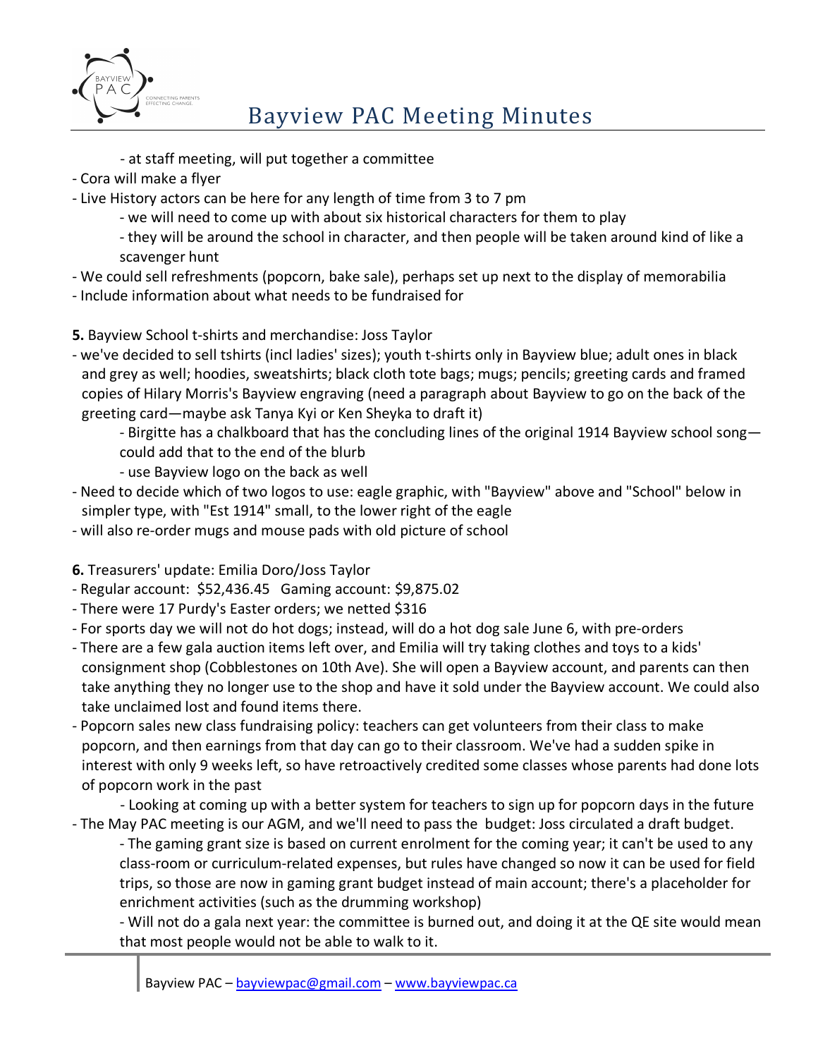- at staff meeting, will put together a committee
- Cora will make a flyer
- Live History actors can be here for any length of time from 3 to 7 pm
    - we will need to come up with about six historical characters for them to play
    - they will be around the school in character, and then people will be taken around kind of like a scavenger hunt
- We could sell refreshments (popcorn, bake sale), perhaps set up next to the display of memorabilia
- Include information about what needs to be fundraised for

**5.** Bayview School t-shirts and merchandise: Joss Taylor
- we've decided to sell tshirts (incl ladies' sizes); youth t-shirts only in Bayview blue; adult ones in black and grey as well; hoodies, sweatshirts; black cloth tote bags; mugs; pencils; greeting cards and framed copies of Hilary Morris's Bayview engraving (need a paragraph about Bayview to go on the back of the greeting card—maybe ask Tanya Kyi or Ken Sheyka to draft it)
    - Birgitte has a chalkboard that has the concluding lines of the original 1914 Bayview school song—could add that to the end of the blurb
    - use Bayview logo on the back as well
- Need to decide which of two logos to use: eagle graphic, with "Bayview" above and "School" below in simpler type, with "Est 1914" small, to the lower right of the eagle
- will also re-order mugs and mouse pads with old picture of school

**6.** Treasurers' update: Emilia Doro/Joss Taylor
- Regular account: $52,436.45 Gaming account: $9,875.02
- There were 17 Purdy's Easter orders; we netted $316
- For sports day we will not do hot dogs; instead, will do a hot dog sale June 6, with pre-orders
- There are a few gala auction items left over, and Emilia will try taking clothes and toys to a kids' consignment shop (Cobblestones on 10th Ave). She will open a Bayview account, and parents can then take anything they no longer use to the shop and have it sold under the Bayview account. We could also take unclaimed lost and found items there.
- Popcorn sales new class fundraising policy: teachers can get volunteers from their class to make popcorn, and then earnings from that day can go to their classroom. We've had a sudden spike in interest with only 9 weeks left, so have retroactively credited some classes whose parents had done lots of popcorn work in the past
    - Looking at coming up with a better system for teachers to sign up for popcorn days in the future
- The May PAC meeting is our AGM, and we'll need to pass the budget: Joss circulated a draft budget.
    - The gaming grant size is based on current enrolment for the coming year; it can't be used to any class-room or curriculum-related expenses, but rules have changed so now it can be used for field trips, so those are now in gaming grant budget instead of main account; there's a placeholder for enrichment activities (such as the drumming workshop)
    - Will not do a gala next year: the committee is burned out, and doing it at the QE site would mean that most people would not be able to walk to it.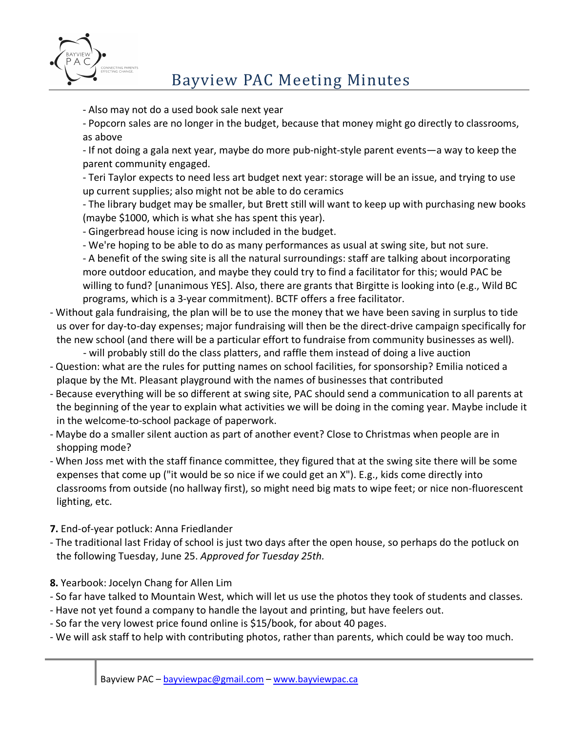- Also may not do a used book sale next year
- Popcorn sales are no longer in the budget, because that money might go directly to classrooms, as above
- If not doing a gala next year, maybe do more pub-night-style parent events—a way to keep the parent community engaged.
- Teri Taylor expects to need less art budget next year: storage will be an issue, and trying to use up current supplies; also might not be able to do ceramics
- The library budget may be smaller, but Brett still will want to keep up with purchasing new books (maybe $1000, which is what she has spent this year).
- Gingerbread house icing is now included in the budget.
- We're hoping to be able to do as many performances as usual at swing site, but not sure.
- A benefit of the swing site is all the natural surroundings: staff are talking about incorporating more outdoor education, and maybe they could try to find a facilitator for this; would PAC be willing to fund? [unanimous YES]. Also, there are grants that Birgitte is looking into (e.g., Wild BC programs, which is a 3-year commitment). BCTF offers a free facilitator.

- Without gala fundraising, the plan will be to use the money that we have been saving in surplus to tide us over for day-to-day expenses; major fundraising will then be the direct-drive campaign specifically for the new school (and there will be a particular effort to fundraise from community businesses as well).
  - will probably still do the class platters, and raffle them instead of doing a live auction
- Question: what are the rules for putting names on school facilities, for sponsorship? Emilia noticed a plaque by the Mt. Pleasant playground with the names of businesses that contributed
- Because everything will be so different at swing site, PAC should send a communication to all parents at the beginning of the year to explain what activities we will be doing in the coming year. Maybe include it in the welcome-to-school package of paperwork.
- Maybe do a smaller silent auction as part of another event? Close to Christmas when people are in shopping mode?
- When Joss met with the staff finance committee, they figured that at the swing site there will be some expenses that come up ("it would be so nice if we could get an X"). E.g., kids come directly into classrooms from outside (no hallway first), so might need big mats to wipe feet; or nice non-fluorescent lighting, etc.

**7.** End-of-year potluck: Anna Friedlander

- The traditional last Friday of school is just two days after the open house, so perhaps do the potluck on the following Tuesday, June 25. *Approved for Tuesday 25th.*

**8.** Yearbook: Jocelyn Chang for Allen Lim

- So far have talked to Mountain West, which will let us use the photos they took of students and classes.
- Have not yet found a company to handle the layout and printing, but have feelers out.
- So far the very lowest price found online is $15/book, for about 40 pages.
- We will ask staff to help with contributing photos, rather than parents, which could be way too much.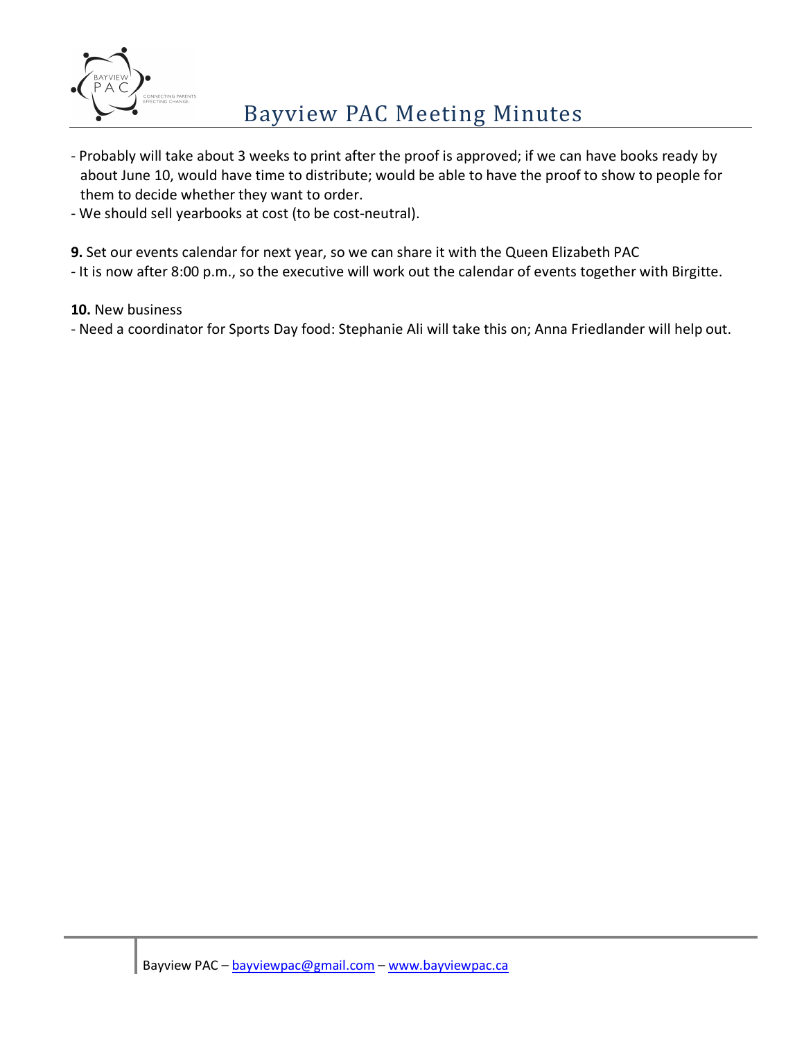- Probably will take about 3 weeks to print after the proof is approved; if we can have books ready by about June 10, would have time to distribute; would be able to have the proof to show to people for them to decide whether they want to order.
- We should sell yearbooks at cost (to be cost-neutral).

**9.** Set our events calendar for next year, so we can share it with the Queen Elizabeth PAC
- It is now after 8:00 p.m., so the executive will work out the calendar of events together with Birgitte.

**10.** New business
- Need a coordinator for Sports Day food: Stephanie Ali will take this on; Anna Friedlander will help out.